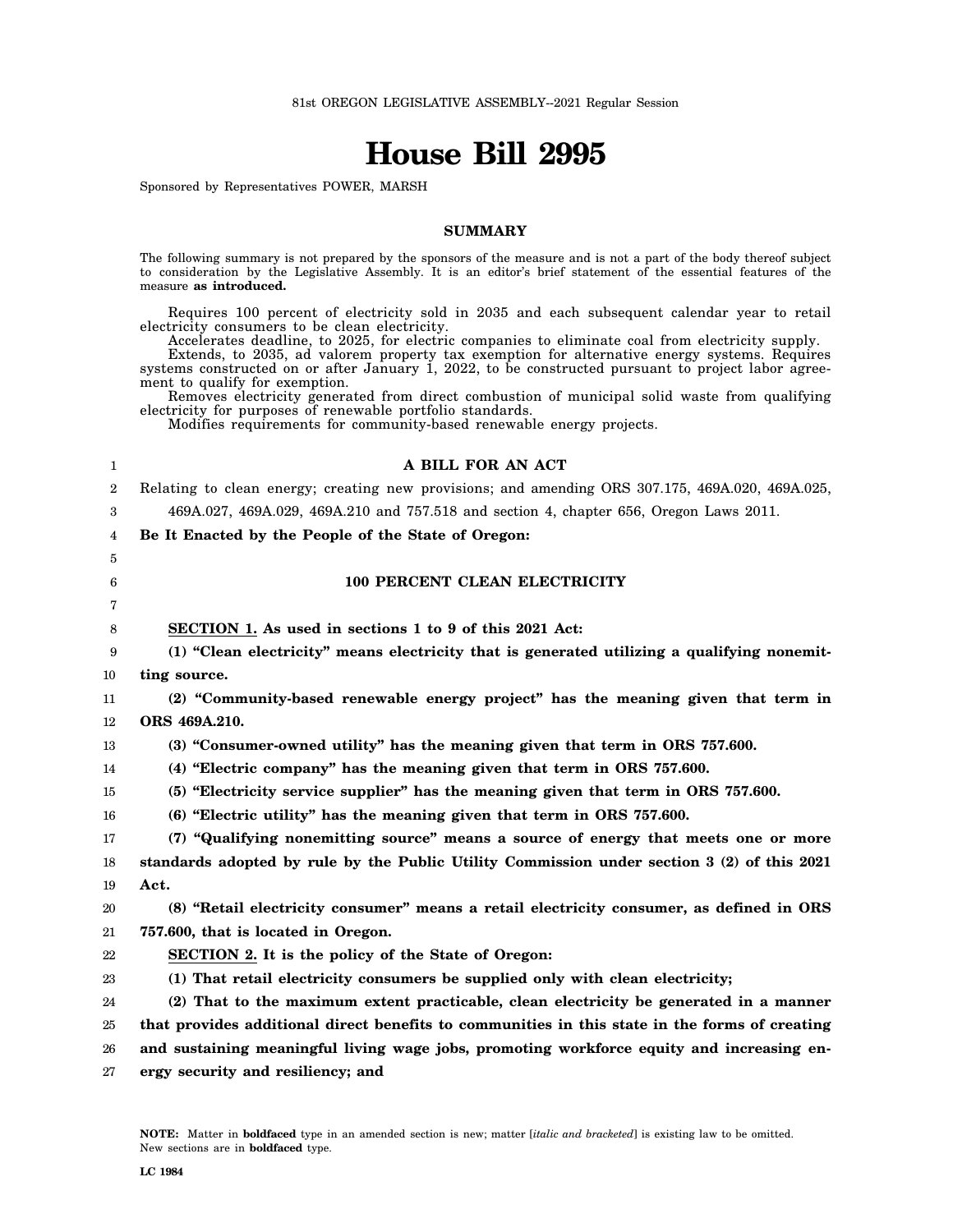81st OREGON LEGISLATIVE ASSEMBLY--2021 Regular Session

# House Bill 2995

Sponsored by Representatives POWER, MARSH

## SUMMARY

The following summary is not prepared by the sponsors of the measure and is not a part of the body thereof subject to consideration by the Legislative Assembly. It is an editor's brief statement of the essential features of the measure **as introduced.**

Requires 100 percent of electricity sold in 2035 and each subsequent calendar year to retail electricity consumers to be clean electricity.

Accelerates deadline, to 2025, for electric companies to eliminate coal from electricity supply.

Extends, to 2035, ad valorem property tax exemption for alternative energy systems. Requires systems constructed on or after January 1, 2022, to be constructed pursuant to project labor agreement to qualify for exemption.

Removes electricity generated from direct combustion of municipal solid waste from qualifying electricity for purposes of renewable portfolio standards.

Modifies requirements for community-based renewable energy projects.

**A BILL FOR AN ACT**

Relating to clean energy; creating new provisions; and amending ORS 307.175, 469A.020, 469A.025, 469A.027, 469A.029, 469A.210 and 757.518 and section 4, chapter 656, Oregon Laws 2011.

**Be It Enacted by the People of the State of Oregon:**

**100 PERCENT CLEAN ELECTRICITY**

**SECTION 1. As used in sections 1 to 9 of this 2021 Act:**

**(1) "Clean electricity" means electricity that is generated utilizing a qualifying nonemitting source.**

**(2) "Community-based renewable energy project" has the meaning given that term in ORS 469A.210.**

**(3) "Consumer-owned utility" has the meaning given that term in ORS 757.600.**

**(4) "Electric company" has the meaning given that term in ORS 757.600.**

**(5) "Electricity service supplier" has the meaning given that term in ORS 757.600.**

**(6) "Electric utility" has the meaning given that term in ORS 757.600.**

**(7) "Qualifying nonemitting source" means a source of energy that meets one or more standards adopted by rule by the Public Utility Commission under section 3 (2) of this 2021 Act.**

**(8) "Retail electricity consumer" means a retail electricity consumer, as defined in ORS 757.600, that is located in Oregon.**

**SECTION 2. It is the policy of the State of Oregon:**

**(1) That retail electricity consumers be supplied only with clean electricity;**

**(2) That to the maximum extent practicable, clean electricity be generated in a manner that provides additional direct benefits to communities in this state in the forms of creating and sustaining meaningful living wage jobs, promoting workforce equity and increasing energy security and resiliency; and**

**NOTE:** Matter in **boldfaced** type in an amended section is new; matter [*italic and bracketed*] is existing law to be omitted. New sections are in **boldfaced** type.

LC 1984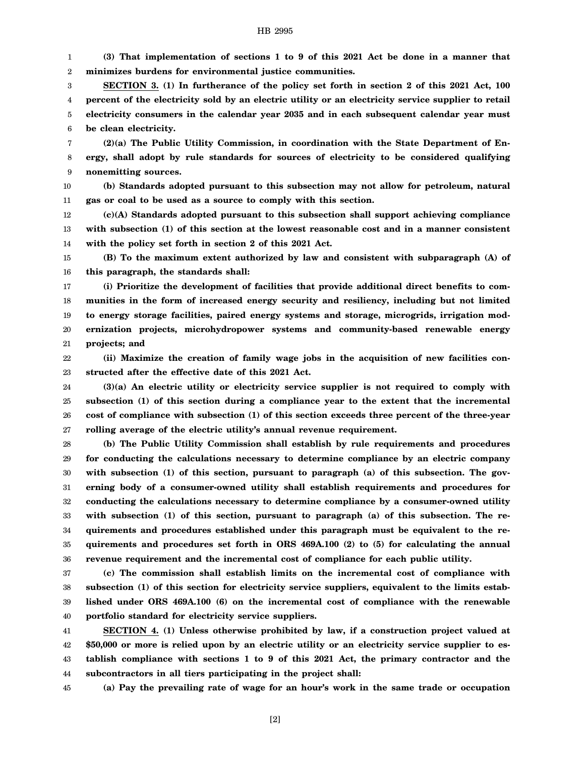**(3) That implementation of sections 1 to 9 of this 2021 Act be done in a manner that minimizes burdens for environmental justice communities.**

**SECTION 3. (1) In furtherance of the policy set forth in section 2 of this 2021 Act, 100 percent of the electricity sold by an electric utility or an electricity service supplier to retail electricity consumers in the calendar year 2035 and in each subsequent calendar year must be clean electricity.**

**(2)(a) The Public Utility Commission, in coordination with the State Department of Energy, shall adopt by rule standards for sources of electricity to be considered qualifying nonemitting sources.**

**(b) Standards adopted pursuant to this subsection may not allow for petroleum, natural gas or coal to be used as a source to comply with this section.**

**(c)(A) Standards adopted pursuant to this subsection shall support achieving compliance with subsection (1) of this section at the lowest reasonable cost and in a manner consistent with the policy set forth in section 2 of this 2021 Act.**

**(B) To the maximum extent authorized by law and consistent with subparagraph (A) of this paragraph, the standards shall:**

**(i) Prioritize the development of facilities that provide additional direct benefits to communities in the form of increased energy security and resiliency, including but not limited to energy storage facilities, paired energy systems and storage, microgrids, irrigation modernization projects, microhydropower systems and community-based renewable energy projects; and**

**(ii) Maximize the creation of family wage jobs in the acquisition of new facilities constructed after the effective date of this 2021 Act.**

**(3)(a) An electric utility or electricity service supplier is not required to comply with subsection (1) of this section during a compliance year to the extent that the incremental cost of compliance with subsection (1) of this section exceeds three percent of the three-year rolling average of the electric utility's annual revenue requirement.**

**(b) The Public Utility Commission shall establish by rule requirements and procedures for conducting the calculations necessary to determine compliance by an electric company with subsection (1) of this section, pursuant to paragraph (a) of this subsection. The governing body of a consumer-owned utility shall establish requirements and procedures for conducting the calculations necessary to determine compliance by a consumer-owned utility with subsection (1) of this section, pursuant to paragraph (a) of this subsection. The requirements and procedures established under this paragraph must be equivalent to the requirements and procedures set forth in ORS 469A.100 (2) to (5) for calculating the annual revenue requirement and the incremental cost of compliance for each public utility.**

**(c) The commission shall establish limits on the incremental cost of compliance with subsection (1) of this section for electricity service suppliers, equivalent to the limits established under ORS 469A.100 (6) on the incremental cost of compliance with the renewable portfolio standard for electricity service suppliers.**

**SECTION 4. (1) Unless otherwise prohibited by law, if a construction project valued at $50,000 or more is relied upon by an electric utility or an electricity service supplier to establish compliance with sections 1 to 9 of this 2021 Act, the primary contractor and the subcontractors in all tiers participating in the project shall:**

**(a) Pay the prevailing rate of wage for an hour's work in the same trade or occupation**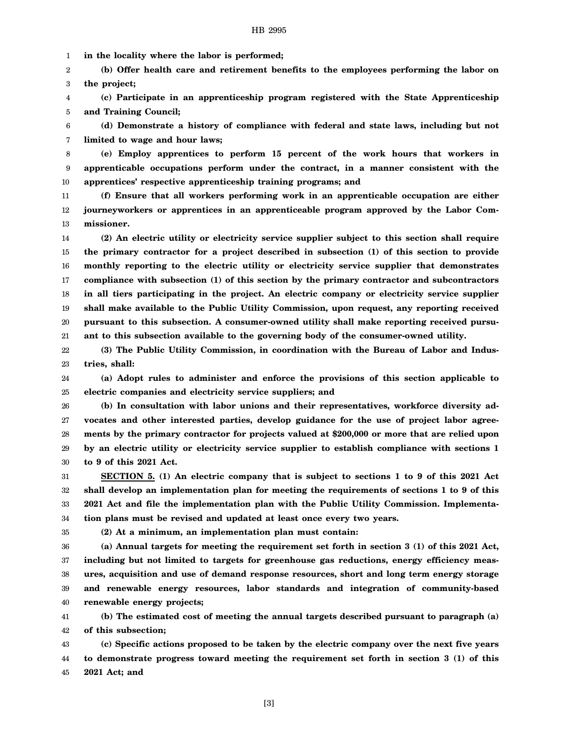**in the locality where the labor is performed;**

**(b) Offer health care and retirement benefits to the employees performing the labor on the project;**

**(c) Participate in an apprenticeship program registered with the State Apprenticeship and Training Council;**

**(d) Demonstrate a history of compliance with federal and state laws, including but not limited to wage and hour laws;**

**(e) Employ apprentices to perform 15 percent of the work hours that workers in apprenticable occupations perform under the contract, in a manner consistent with the apprentices' respective apprenticeship training programs; and**

**(f) Ensure that all workers performing work in an apprenticable occupation are either journeyworkers or apprentices in an apprenticeable program approved by the Labor Commissioner.**

**(2) An electric utility or electricity service supplier subject to this section shall require the primary contractor for a project described in subsection (1) of this section to provide monthly reporting to the electric utility or electricity service supplier that demonstrates compliance with subsection (1) of this section by the primary contractor and subcontractors in all tiers participating in the project. An electric company or electricity service supplier shall make available to the Public Utility Commission, upon request, any reporting received pursuant to this subsection. A consumer-owned utility shall make reporting received pursuant to this subsection available to the governing body of the consumer-owned utility.**

**(3) The Public Utility Commission, in coordination with the Bureau of Labor and Industries, shall:**

**(a) Adopt rules to administer and enforce the provisions of this section applicable to electric companies and electricity service suppliers; and**

**(b) In consultation with labor unions and their representatives, workforce diversity advocates and other interested parties, develop guidance for the use of project labor agreements by the primary contractor for projects valued at $200,000 or more that are relied upon by an electric utility or electricity service supplier to establish compliance with sections 1 to 9 of this 2021 Act.**

**<u>SECTION 5.</u> (1) An electric company that is subject to sections 1 to 9 of this 2021 Act shall develop an implementation plan for meeting the requirements of sections 1 to 9 of this 2021 Act and file the implementation plan with the Public Utility Commission. Implementation plans must be revised and updated at least once every two years.**

**(2) At a minimum, an implementation plan must contain:**

**(a) Annual targets for meeting the requirement set forth in section 3 (1) of this 2021 Act, including but not limited to targets for greenhouse gas reductions, energy efficiency measures, acquisition and use of demand response resources, short and long term energy storage and renewable energy resources, labor standards and integration of community-based renewable energy projects;**

**(b) The estimated cost of meeting the annual targets described pursuant to paragraph (a) of this subsection;**

**(c) Specific actions proposed to be taken by the electric company over the next five years to demonstrate progress toward meeting the requirement set forth in section 3 (1) of this 2021 Act; and**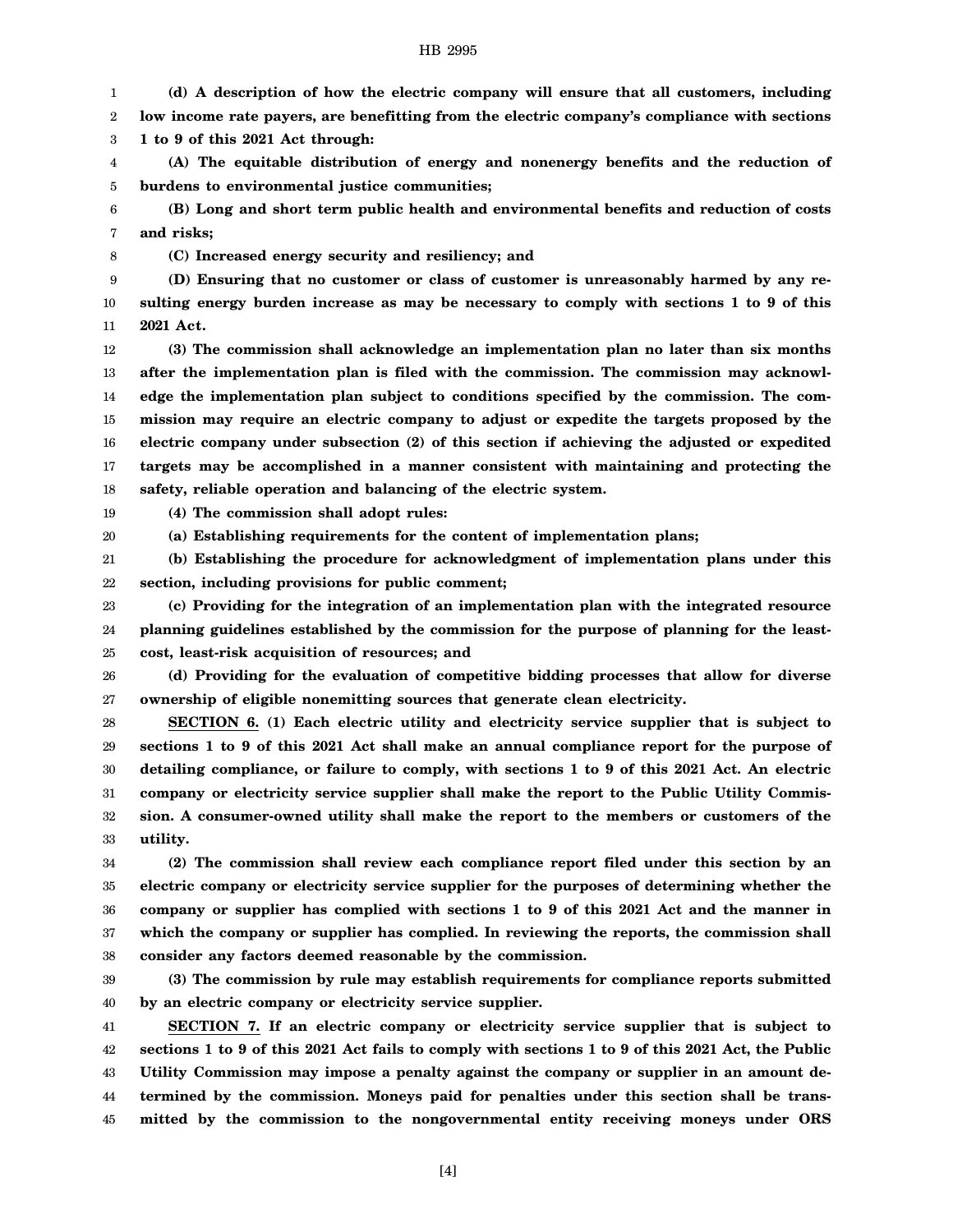**(d) A description of how the electric company will ensure that all customers, including low income rate payers, are benefitting from the electric company's compliance with sections 1 to 9 of this 2021 Act through:**

**(A) The equitable distribution of energy and nonenergy benefits and the reduction of burdens to environmental justice communities;**

**(B) Long and short term public health and environmental benefits and reduction of costs and risks;**

**(C) Increased energy security and resiliency; and**

**(D) Ensuring that no customer or class of customer is unreasonably harmed by any resulting energy burden increase as may be necessary to comply with sections 1 to 9 of this 2021 Act.**

**(3) The commission shall acknowledge an implementation plan no later than six months after the implementation plan is filed with the commission. The commission may acknowledge the implementation plan subject to conditions specified by the commission. The commission may require an electric company to adjust or expedite the targets proposed by the electric company under subsection (2) of this section if achieving the adjusted or expedited targets may be accomplished in a manner consistent with maintaining and protecting the safety, reliable operation and balancing of the electric system.**

**(4) The commission shall adopt rules:**

**(a) Establishing requirements for the content of implementation plans;**

**(b) Establishing the procedure for acknowledgment of implementation plans under this section, including provisions for public comment;**

**(c) Providing for the integration of an implementation plan with the integrated resource planning guidelines established by the commission for the purpose of planning for the least-cost, least-risk acquisition of resources; and**

**(d) Providing for the evaluation of competitive bidding processes that allow for diverse ownership of eligible nonemitting sources that generate clean electricity.**

**SECTION 6. (1) Each electric utility and electricity service supplier that is subject to sections 1 to 9 of this 2021 Act shall make an annual compliance report for the purpose of detailing compliance, or failure to comply, with sections 1 to 9 of this 2021 Act. An electric company or electricity service supplier shall make the report to the Public Utility Commission. A consumer-owned utility shall make the report to the members or customers of the utility.**

**(2) The commission shall review each compliance report filed under this section by an electric company or electricity service supplier for the purposes of determining whether the company or supplier has complied with sections 1 to 9 of this 2021 Act and the manner in which the company or supplier has complied. In reviewing the reports, the commission shall consider any factors deemed reasonable by the commission.**

**(3) The commission by rule may establish requirements for compliance reports submitted by an electric company or electricity service supplier.**

**SECTION 7. If an electric company or electricity service supplier that is subject to sections 1 to 9 of this 2021 Act fails to comply with sections 1 to 9 of this 2021 Act, the Public Utility Commission may impose a penalty against the company or supplier in an amount determined by the commission. Moneys paid for penalties under this section shall be transmitted by the commission to the nongovernmental entity receiving moneys under ORS**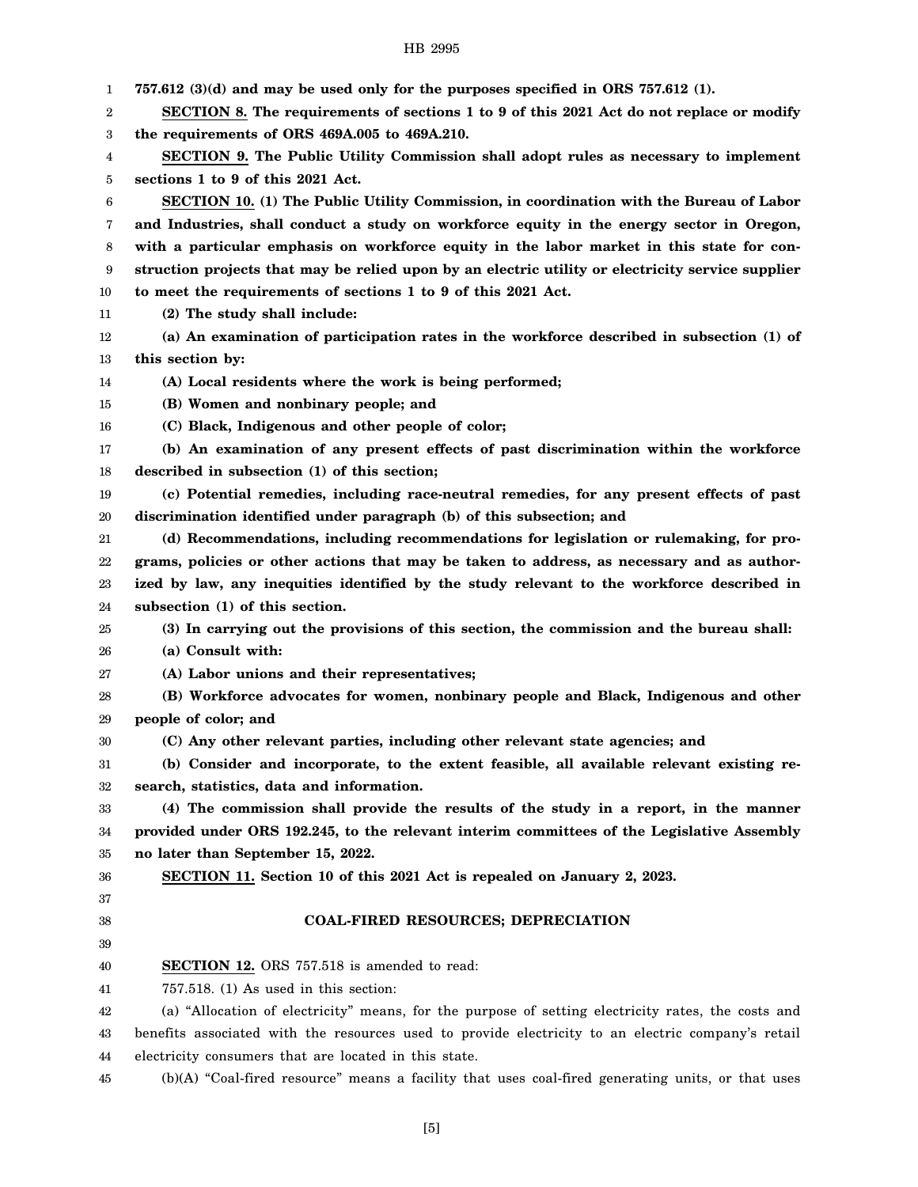**757.612 (3)(d) and may be used only for the purposes specified in ORS 757.612 (1).**

**SECTION 8. The requirements of sections 1 to 9 of this 2021 Act do not replace or modify the requirements of ORS 469A.005 to 469A.210.**

**SECTION 9. The Public Utility Commission shall adopt rules as necessary to implement sections 1 to 9 of this 2021 Act.**

**SECTION 10. (1) The Public Utility Commission, in coordination with the Bureau of Labor and Industries, shall conduct a study on workforce equity in the energy sector in Oregon, with a particular emphasis on workforce equity in the labor market in this state for construction projects that may be relied upon by an electric utility or electricity service supplier to meet the requirements of sections 1 to 9 of this 2021 Act.**

**(2) The study shall include:**

**(a) An examination of participation rates in the workforce described in subsection (1) of this section by:**

**(A) Local residents where the work is being performed;**

**(B) Women and nonbinary people; and**

**(C) Black, Indigenous and other people of color;**

**(b) An examination of any present effects of past discrimination within the workforce described in subsection (1) of this section;**

**(c) Potential remedies, including race-neutral remedies, for any present effects of past discrimination identified under paragraph (b) of this subsection; and**

**(d) Recommendations, including recommendations for legislation or rulemaking, for programs, policies or other actions that may be taken to address, as necessary and as authorized by law, any inequities identified by the study relevant to the workforce described in subsection (1) of this section.**

**(3) In carrying out the provisions of this section, the commission and the bureau shall:**

**(a) Consult with:**

**(A) Labor unions and their representatives;**

**(B) Workforce advocates for women, nonbinary people and Black, Indigenous and other people of color; and**

**(C) Any other relevant parties, including other relevant state agencies; and**

**(b) Consider and incorporate, to the extent feasible, all available relevant existing research, statistics, data and information.**

**(4) The commission shall provide the results of the study in a report, in the manner provided under ORS 192.245, to the relevant interim committees of the Legislative Assembly no later than September 15, 2022.**

**SECTION 11. Section 10 of this 2021 Act is repealed on January 2, 2023.**

## COAL-FIRED RESOURCES; DEPRECIATION

**SECTION 12.** ORS 757.518 is amended to read:

757.518. (1) As used in this section:

(a) "Allocation of electricity" means, for the purpose of setting electricity rates, the costs and benefits associated with the resources used to provide electricity to an electric company's retail electricity consumers that are located in this state.

(b)(A) "Coal-fired resource" means a facility that uses coal-fired generating units, or that uses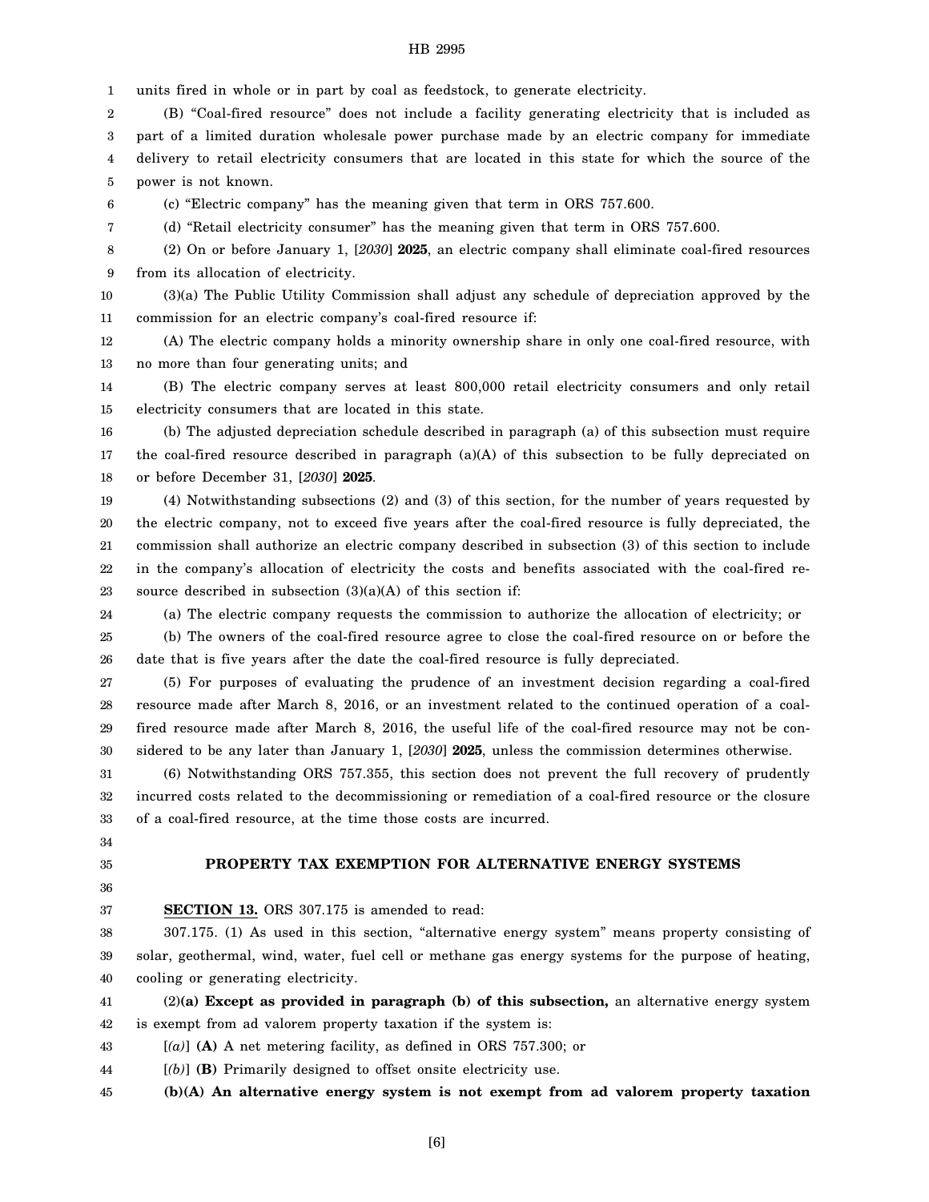units fired in whole or in part by coal as feedstock, to generate electricity.

(B) "Coal-fired resource" does not include a facility generating electricity that is included as part of a limited duration wholesale power purchase made by an electric company for immediate delivery to retail electricity consumers that are located in this state for which the source of the power is not known.

(c) "Electric company" has the meaning given that term in ORS 757.600.

(d) "Retail electricity consumer" has the meaning given that term in ORS 757.600.

(2) On or before January 1, [*2030*] **2025**, an electric company shall eliminate coal-fired resources from its allocation of electricity.

(3)(a) The Public Utility Commission shall adjust any schedule of depreciation approved by the commission for an electric company's coal-fired resource if:

(A) The electric company holds a minority ownership share in only one coal-fired resource, with no more than four generating units; and

(B) The electric company serves at least 800,000 retail electricity consumers and only retail electricity consumers that are located in this state.

(b) The adjusted depreciation schedule described in paragraph (a) of this subsection must require the coal-fired resource described in paragraph (a)(A) of this subsection to be fully depreciated on or before December 31, [*2030*] **2025**.

(4) Notwithstanding subsections (2) and (3) of this section, for the number of years requested by the electric company, not to exceed five years after the coal-fired resource is fully depreciated, the commission shall authorize an electric company described in subsection (3) of this section to include in the company's allocation of electricity the costs and benefits associated with the coal-fired resource described in subsection (3)(a)(A) of this section if:

(a) The electric company requests the commission to authorize the allocation of electricity; or

(b) The owners of the coal-fired resource agree to close the coal-fired resource on or before the date that is five years after the date the coal-fired resource is fully depreciated.

(5) For purposes of evaluating the prudence of an investment decision regarding a coal-fired resource made after March 8, 2016, or an investment related to the continued operation of a coal-fired resource made after March 8, 2016, the useful life of the coal-fired resource may not be considered to be any later than January 1, [*2030*] **2025**, unless the commission determines otherwise.

(6) Notwithstanding ORS 757.355, this section does not prevent the full recovery of prudently incurred costs related to the decommissioning or remediation of a coal-fired resource or the closure of a coal-fired resource, at the time those costs are incurred.

## PROPERTY TAX EXEMPTION FOR ALTERNATIVE ENERGY SYSTEMS

**SECTION 13.** ORS 307.175 is amended to read:

307.175. (1) As used in this section, "alternative energy system" means property consisting of solar, geothermal, wind, water, fuel cell or methane gas energy systems for the purpose of heating, cooling or generating electricity.

(2)**(a) Except as provided in paragraph (b) of this subsection,** an alternative energy system is exempt from ad valorem property taxation if the system is:

[*(a)*] **(A)** A net metering facility, as defined in ORS 757.300; or

[*(b)*] **(B)** Primarily designed to offset onsite electricity use.

**(b)(A) An alternative energy system is not exempt from ad valorem property taxation**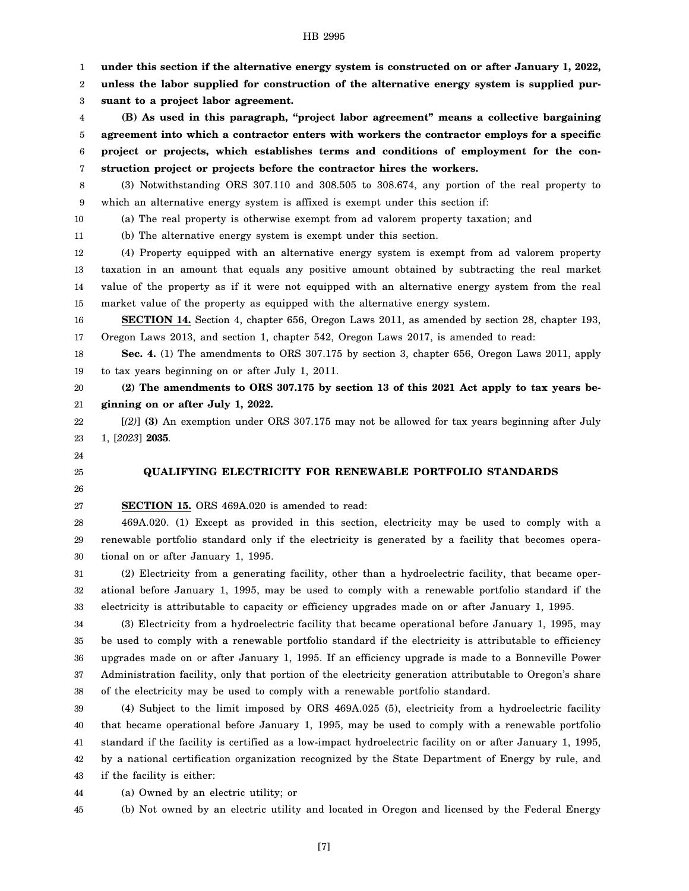**under this section if the alternative energy system is constructed on or after January 1, 2022, unless the labor supplied for construction of the alternative energy system is supplied pursuant to a project labor agreement.**

**(B) As used in this paragraph, "project labor agreement" means a collective bargaining agreement into which a contractor enters with workers the contractor employs for a specific project or projects, which establishes terms and conditions of employment for the construction project or projects before the contractor hires the workers.**

(3) Notwithstanding ORS 307.110 and 308.505 to 308.674, any portion of the real property to which an alternative energy system is affixed is exempt under this section if:

(a) The real property is otherwise exempt from ad valorem property taxation; and

(b) The alternative energy system is exempt under this section.

(4) Property equipped with an alternative energy system is exempt from ad valorem property taxation in an amount that equals any positive amount obtained by subtracting the real market value of the property as if it were not equipped with an alternative energy system from the real market value of the property as equipped with the alternative energy system.

**SECTION 14.** Section 4, chapter 656, Oregon Laws 2011, as amended by section 28, chapter 193, Oregon Laws 2013, and section 1, chapter 542, Oregon Laws 2017, is amended to read:

**Sec. 4.** (1) The amendments to ORS 307.175 by section 3, chapter 656, Oregon Laws 2011, apply to tax years beginning on or after July 1, 2011.

**(2) The amendments to ORS 307.175 by section 13 of this 2021 Act apply to tax years beginning on or after July 1, 2022.**

[*(2)*] **(3)** An exemption under ORS 307.175 may not be allowed for tax years beginning after July 1, [*2023*] **2035**.

## QUALIFYING ELECTRICITY FOR RENEWABLE PORTFOLIO STANDARDS

**SECTION 15.** ORS 469A.020 is amended to read:

469A.020. (1) Except as provided in this section, electricity may be used to comply with a renewable portfolio standard only if the electricity is generated by a facility that becomes operational on or after January 1, 1995.

(2) Electricity from a generating facility, other than a hydroelectric facility, that became operational before January 1, 1995, may be used to comply with a renewable portfolio standard if the electricity is attributable to capacity or efficiency upgrades made on or after January 1, 1995.

(3) Electricity from a hydroelectric facility that became operational before January 1, 1995, may be used to comply with a renewable portfolio standard if the electricity is attributable to efficiency upgrades made on or after January 1, 1995. If an efficiency upgrade is made to a Bonneville Power Administration facility, only that portion of the electricity generation attributable to Oregon's share of the electricity may be used to comply with a renewable portfolio standard.

(4) Subject to the limit imposed by ORS 469A.025 (5), electricity from a hydroelectric facility that became operational before January 1, 1995, may be used to comply with a renewable portfolio standard if the facility is certified as a low-impact hydroelectric facility on or after January 1, 1995, by a national certification organization recognized by the State Department of Energy by rule, and if the facility is either:

(a) Owned by an electric utility; or

(b) Not owned by an electric utility and located in Oregon and licensed by the Federal Energy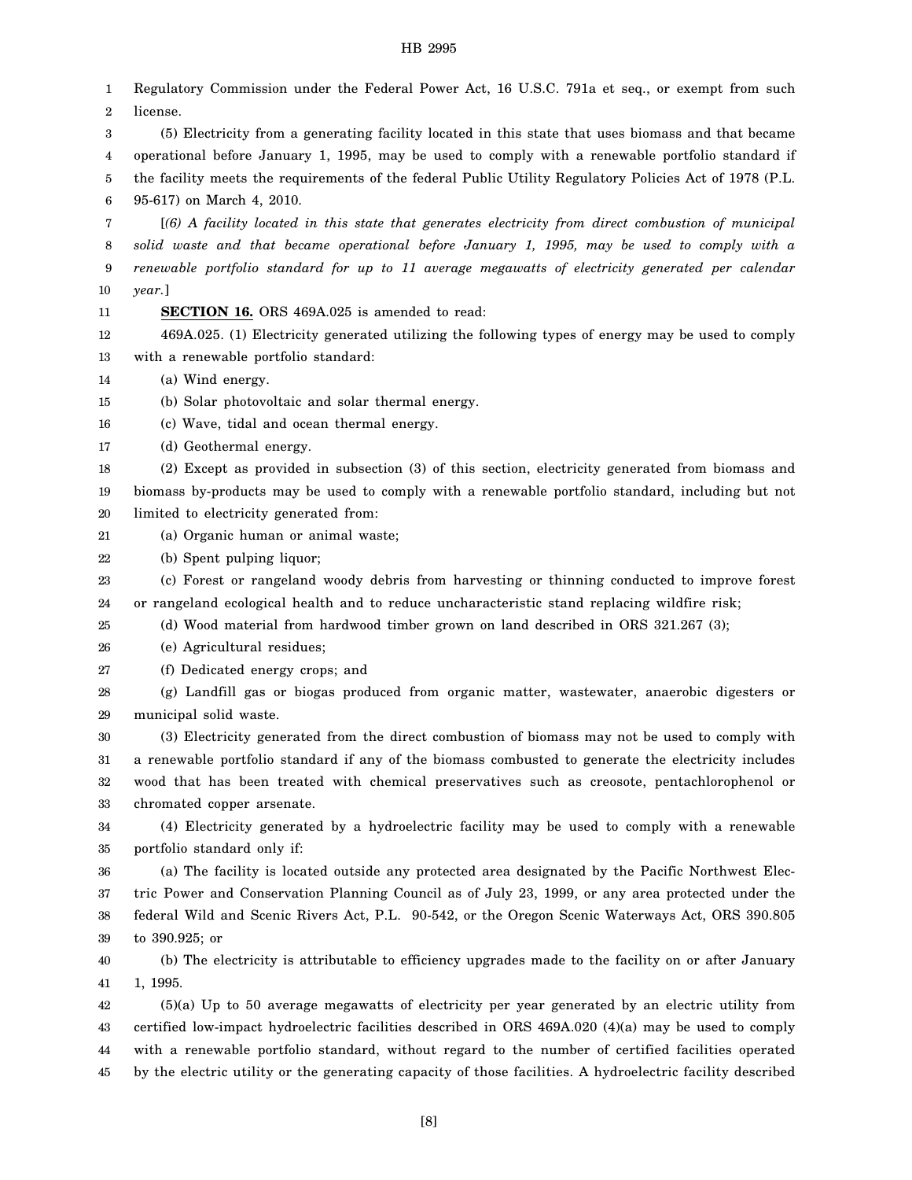Regulatory Commission under the Federal Power Act, 16 U.S.C. 791a et seq., or exempt from such license.

(5) Electricity from a generating facility located in this state that uses biomass and that became operational before January 1, 1995, may be used to comply with a renewable portfolio standard if the facility meets the requirements of the federal Public Utility Regulatory Policies Act of 1978 (P.L. 95-617) on March 4, 2010.

[*(6) A facility located in this state that generates electricity from direct combustion of municipal solid waste and that became operational before January 1, 1995, may be used to comply with a renewable portfolio standard for up to 11 average megawatts of electricity generated per calendar year.*]

**SECTION 16.** ORS 469A.025 is amended to read:

469A.025. (1) Electricity generated utilizing the following types of energy may be used to comply with a renewable portfolio standard:

(a) Wind energy.

(b) Solar photovoltaic and solar thermal energy.

(c) Wave, tidal and ocean thermal energy.

(d) Geothermal energy.

(2) Except as provided in subsection (3) of this section, electricity generated from biomass and biomass by-products may be used to comply with a renewable portfolio standard, including but not limited to electricity generated from:

(a) Organic human or animal waste;

(b) Spent pulping liquor;

(c) Forest or rangeland woody debris from harvesting or thinning conducted to improve forest or rangeland ecological health and to reduce uncharacteristic stand replacing wildfire risk;

(d) Wood material from hardwood timber grown on land described in ORS 321.267 (3);

(e) Agricultural residues;

(f) Dedicated energy crops; and

(g) Landfill gas or biogas produced from organic matter, wastewater, anaerobic digesters or municipal solid waste.

(3) Electricity generated from the direct combustion of biomass may not be used to comply with a renewable portfolio standard if any of the biomass combusted to generate the electricity includes wood that has been treated with chemical preservatives such as creosote, pentachlorophenol or chromated copper arsenate.

(4) Electricity generated by a hydroelectric facility may be used to comply with a renewable portfolio standard only if:

(a) The facility is located outside any protected area designated by the Pacific Northwest Electric Power and Conservation Planning Council as of July 23, 1999, or any area protected under the federal Wild and Scenic Rivers Act, P.L. 90-542, or the Oregon Scenic Waterways Act, ORS 390.805 to 390.925; or

(b) The electricity is attributable to efficiency upgrades made to the facility on or after January 1, 1995.

(5)(a) Up to 50 average megawatts of electricity per year generated by an electric utility from certified low-impact hydroelectric facilities described in ORS 469A.020 (4)(a) may be used to comply with a renewable portfolio standard, without regard to the number of certified facilities operated by the electric utility or the generating capacity of those facilities. A hydroelectric facility described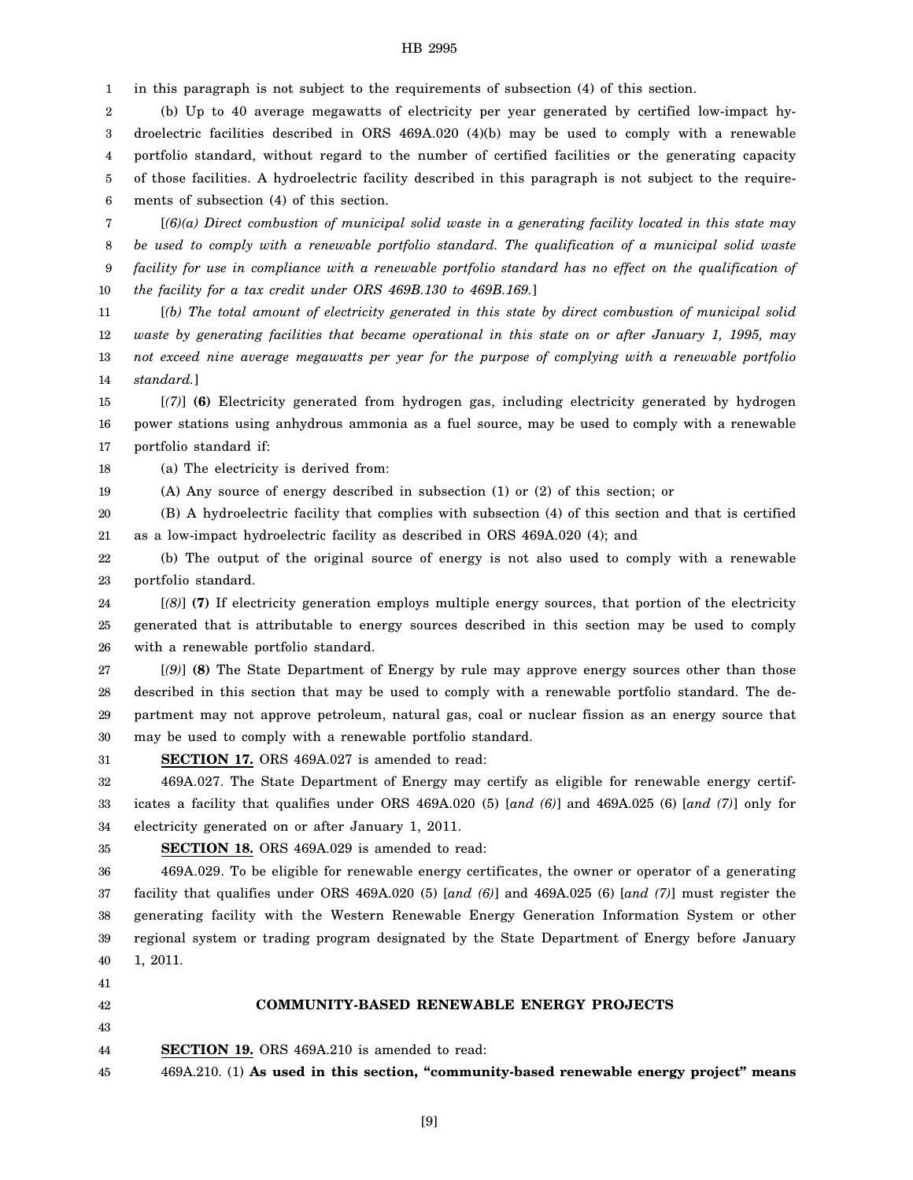in this paragraph is not subject to the requirements of subsection (4) of this section.

(b) Up to 40 average megawatts of electricity per year generated by certified low-impact hydroelectric facilities described in ORS 469A.020 (4)(b) may be used to comply with a renewable portfolio standard, without regard to the number of certified facilities or the generating capacity of those facilities. A hydroelectric facility described in this paragraph is not subject to the requirements of subsection (4) of this section.

[*(6)(a) Direct combustion of municipal solid waste in a generating facility located in this state may be used to comply with a renewable portfolio standard. The qualification of a municipal solid waste facility for use in compliance with a renewable portfolio standard has no effect on the qualification of the facility for a tax credit under ORS 469B.130 to 469B.169.*]

[*(b) The total amount of electricity generated in this state by direct combustion of municipal solid waste by generating facilities that became operational in this state on or after January 1, 1995, may not exceed nine average megawatts per year for the purpose of complying with a renewable portfolio standard.*]

[*(7)*] **(6)** Electricity generated from hydrogen gas, including electricity generated by hydrogen power stations using anhydrous ammonia as a fuel source, may be used to comply with a renewable portfolio standard if:

(a) The electricity is derived from:

(A) Any source of energy described in subsection (1) or (2) of this section; or

(B) A hydroelectric facility that complies with subsection (4) of this section and that is certified as a low-impact hydroelectric facility as described in ORS 469A.020 (4); and

(b) The output of the original source of energy is not also used to comply with a renewable portfolio standard.

[*(8)*] **(7)** If electricity generation employs multiple energy sources, that portion of the electricity generated that is attributable to energy sources described in this section may be used to comply with a renewable portfolio standard.

[*(9)*] **(8)** The State Department of Energy by rule may approve energy sources other than those described in this section that may be used to comply with a renewable portfolio standard. The department may not approve petroleum, natural gas, coal or nuclear fission as an energy source that may be used to comply with a renewable portfolio standard.

**SECTION 17.** ORS 469A.027 is amended to read:

469A.027. The State Department of Energy may certify as eligible for renewable energy certificates a facility that qualifies under ORS 469A.020 (5) [*and (6)*] and 469A.025 (6) [*and (7)*] only for electricity generated on or after January 1, 2011.

**SECTION 18.** ORS 469A.029 is amended to read:

469A.029. To be eligible for renewable energy certificates, the owner or operator of a generating facility that qualifies under ORS 469A.020 (5) [*and (6)*] and 469A.025 (6) [*and (7)*] must register the generating facility with the Western Renewable Energy Generation Information System or other regional system or trading program designated by the State Department of Energy before January 1, 2011.

## COMMUNITY-BASED RENEWABLE ENERGY PROJECTS

**SECTION 19.** ORS 469A.210 is amended to read:

469A.210. (1) **As used in this section, "community-based renewable energy project" means**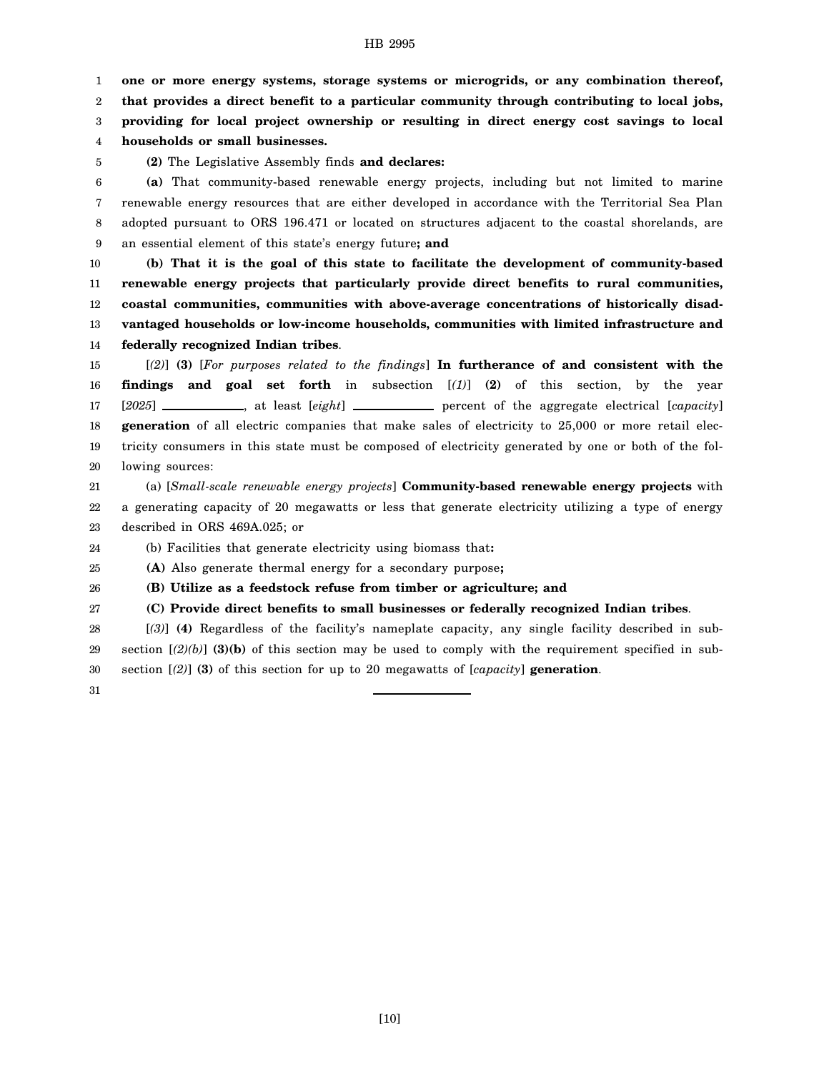**one or more energy systems, storage systems or microgrids, or any combination thereof, that provides a direct benefit to a particular community through contributing to local jobs, providing for local project ownership or resulting in direct energy cost savings to local households or small businesses.**

**(2)** The Legislative Assembly finds **and declares:**

**(a)** That community-based renewable energy projects, including but not limited to marine renewable energy resources that are either developed in accordance with the Territorial Sea Plan adopted pursuant to ORS 196.471 or located on structures adjacent to the coastal shorelands, are an essential element of this state's energy future**; and**

**(b) That it is the goal of this state to facilitate the development of community-based renewable energy projects that particularly provide direct benefits to rural communities, coastal communities, communities with above-average concentrations of historically disadvantaged households or low-income households, communities with limited infrastructure and federally recognized Indian tribes**.

[*(2)*] **(3)** [*For purposes related to the findings*] **In furtherance of and consistent with the findings and goal set forth** in subsection [*(1)*] **(2)** of this section, by the year [*2025*] ____________, at least [*eight*] ____________ percent of the aggregate electrical [*capacity*] **generation** of all electric companies that make sales of electricity to 25,000 or more retail electricity consumers in this state must be composed of electricity generated by one or both of the following sources:

(a) [*Small-scale renewable energy projects*] **Community-based renewable energy projects** with a generating capacity of 20 megawatts or less that generate electricity utilizing a type of energy described in ORS 469A.025; or

(b) Facilities that generate electricity using biomass that**:**

**(A)** Also generate thermal energy for a secondary purpose**;**

**(B) Utilize as a feedstock refuse from timber or agriculture; and**

**(C) Provide direct benefits to small businesses or federally recognized Indian tribes**.

[*(3)*] **(4)** Regardless of the facility's nameplate capacity, any single facility described in subsection [*(2)(b)*] **(3)(b)** of this section may be used to comply with the requirement specified in subsection [*(2)*] **(3)** of this section for up to 20 megawatts of [*capacity*] **generation**.

---